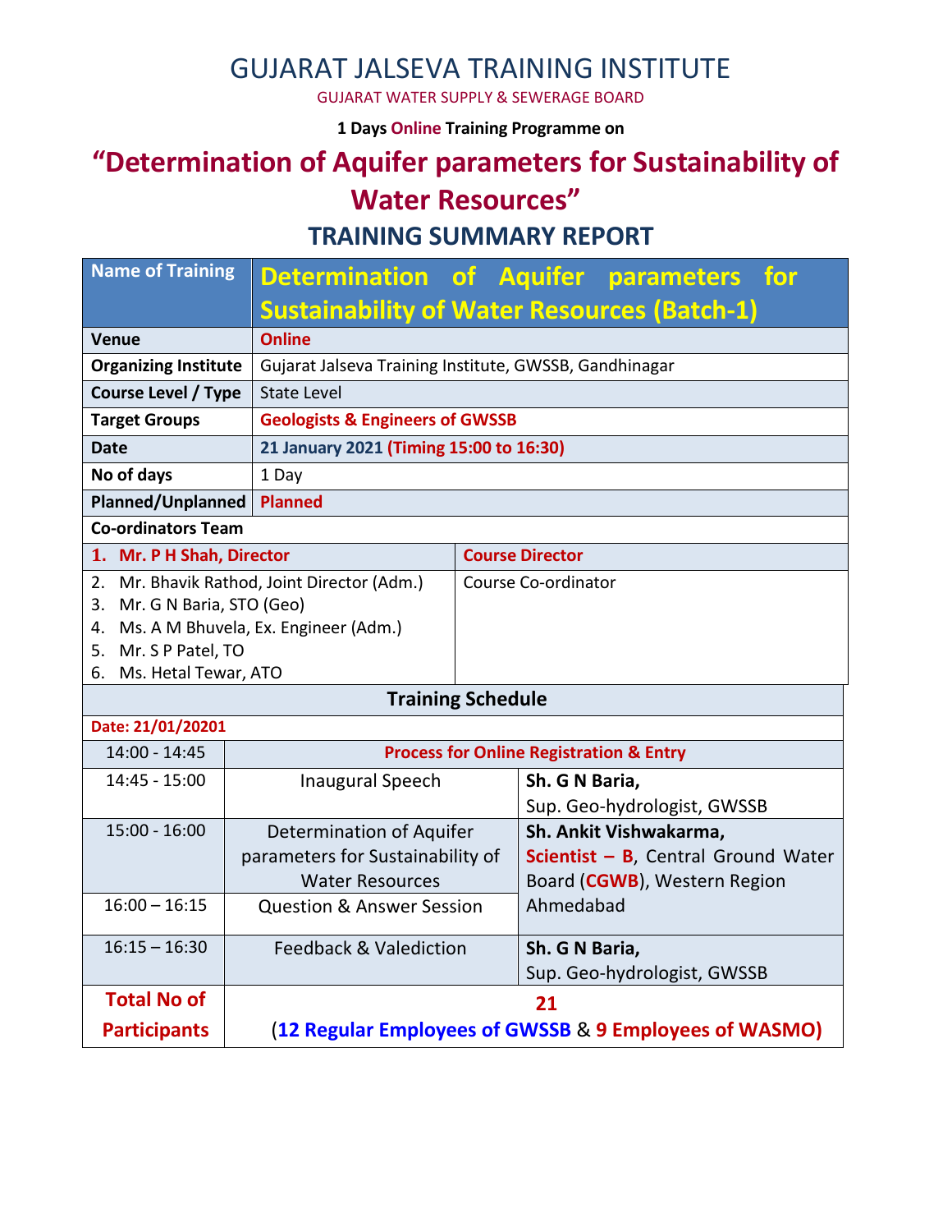# GUJARAT JALSEVA TRAINING INSTITUTE

GUJARAT WATER SUPPLY & SEWERAGE BOARD

**1 Days Online Training Programme on**

# "Determination of Aquifer parameters for Sustainability of Water Resources"

## TRAINING SUMMARY REPORT

| Name of Training | Determination of Aquifer parameters for Sustainability of Water Resources (Batch-1) |
|---|---|
| **Venue** | **Online** |
| **Organizing Institute** | Gujarat Jalseva Training Institute, GWSSB, Gandhinagar |
| **Course Level / Type** | State Level |
| **Target Groups** | **Geologists & Engineers of GWSSB** |
| **Date** | **21 January 2021 (Timing 15:00 to 16:30)** |
| **No of days** | 1 Day |
| **Planned/Unplanned** | **Planned** |

**Co-ordinators Team**

| Name | Role |
|---|---|
| **1. Mr. P H Shah, Director** | **Course Director** |
| 2. Mr. Bhavik Rathod, Joint Director (Adm.)<br>3. Mr. G N Baria, STO (Geo)<br>4. Ms. A M Bhuvela, Ex. Engineer (Adm.)<br>5. Mr. S P Patel, TO<br>6. Ms. Hetal Tewar, ATO | Course Co-ordinator |

**Training Schedule**

**Date: 21/01/20201**

| Time | Session | Speaker |
|---|---|---|
| 14:00 - 14:45 | **Process for Online Registration & Entry** | |
| 14:45 - 15:00 | Inaugural Speech | **Sh. G N Baria,**<br>Sup. Geo-hydrologist, GWSSB |
| 15:00 - 16:00 | Determination of Aquifer parameters for Sustainability of Water Resources | **Sh. Ankit Vishwakarma,**<br>**Scientist – B**, Central Ground Water Board (**CGWB**), Western Region Ahmedabad |
| 16:00 – 16:15 | Question & Answer Session | |
| 16:15 – 16:30 | Feedback & Valediction | **Sh. G N Baria,**<br>Sup. Geo-hydrologist, GWSSB |
| **Total No of Participants** | **21**<br>(**12 Regular Employees of GWSSB** & **9 Employees of WASMO)** | |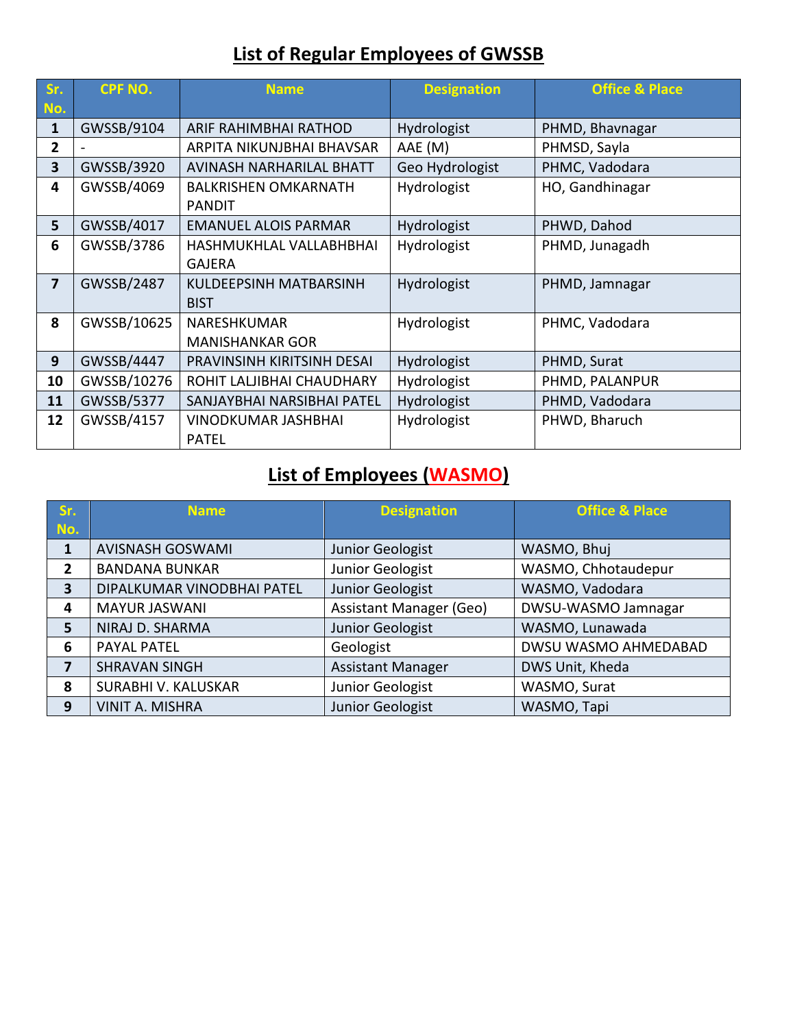## List of Regular Employees of GWSSB

| Sr. No. | CPF NO. | Name | Designation | Office & Place |
|---|---|---|---|---|
| 1 | GWSSB/9104 | ARIF RAHIMBHAI RATHOD | Hydrologist | PHMD, Bhavnagar |
| 2 | - | ARPITA NIKUNJBHAI BHAVSAR | AAE (M) | PHMSD, Sayla |
| 3 | GWSSB/3920 | AVINASH NARHARILAL BHATT | Geo Hydrologist | PHMC, Vadodara |
| 4 | GWSSB/4069 | BALKRISHEN OMKARNATH PANDIT | Hydrologist | HO, Gandhinagar |
| 5 | GWSSB/4017 | EMANUEL ALOIS PARMAR | Hydrologist | PHWD, Dahod |
| 6 | GWSSB/3786 | HASHMUKHLAL VALLABHBHAI GAJERA | Hydrologist | PHMD, Junagadh |
| 7 | GWSSB/2487 | KULDEEPSINH MATBARSINH BIST | Hydrologist | PHMD, Jamnagar |
| 8 | GWSSB/10625 | NARESHKUMAR MANISHANKAR GOR | Hydrologist | PHMC, Vadodara |
| 9 | GWSSB/4447 | PRAVINSINH KIRITSINH DESAI | Hydrologist | PHMD, Surat |
| 10 | GWSSB/10276 | ROHIT LALJIBHAI CHAUDHARY | Hydrologist | PHMD, PALANPUR |
| 11 | GWSSB/5377 | SANJAYBHAI NARSIBHAI PATEL | Hydrologist | PHMD, Vadodara |
| 12 | GWSSB/4157 | VINODKUMAR JASHBHAI PATEL | Hydrologist | PHWD, Bharuch |

## List of Employees (WASMO)

| Sr. No. | Name | Designation | Office & Place |
|---|---|---|---|
| 1 | AVISNASH GOSWAMI | Junior Geologist | WASMO, Bhuj |
| 2 | BANDANA BUNKAR | Junior Geologist | WASMO, Chhotaudepur |
| 3 | DIPALKUMAR VINODBHAI PATEL | Junior Geologist | WASMO, Vadodara |
| 4 | MAYUR JASWANI | Assistant Manager (Geo) | DWSU-WASMO Jamnagar |
| 5 | NIRAJ D. SHARMA | Junior Geologist | WASMO, Lunawada |
| 6 | PAYAL PATEL | Geologist | DWSU WASMO AHMEDABAD |
| 7 | SHRAVAN SINGH | Assistant Manager | DWS Unit, Kheda |
| 8 | SURABHI V. KALUSKAR | Junior Geologist | WASMO, Surat |
| 9 | VINIT A. MISHRA | Junior Geologist | WASMO, Tapi |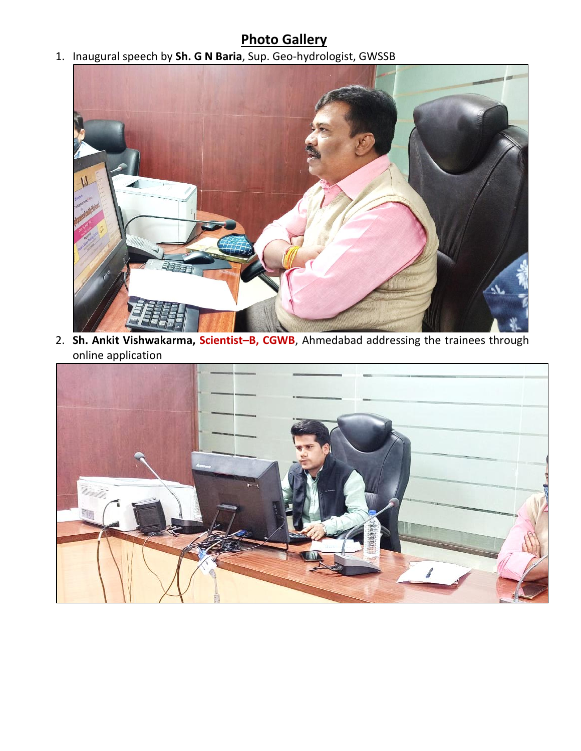## Photo Gallery

1. Inaugural speech by **Sh. G N Baria**, Sup. Geo-hydrologist, GWSSB

2. **Sh. Ankit Vishwakarma, Scientist–B, CGWB**, Ahmedabad addressing the trainees through online application